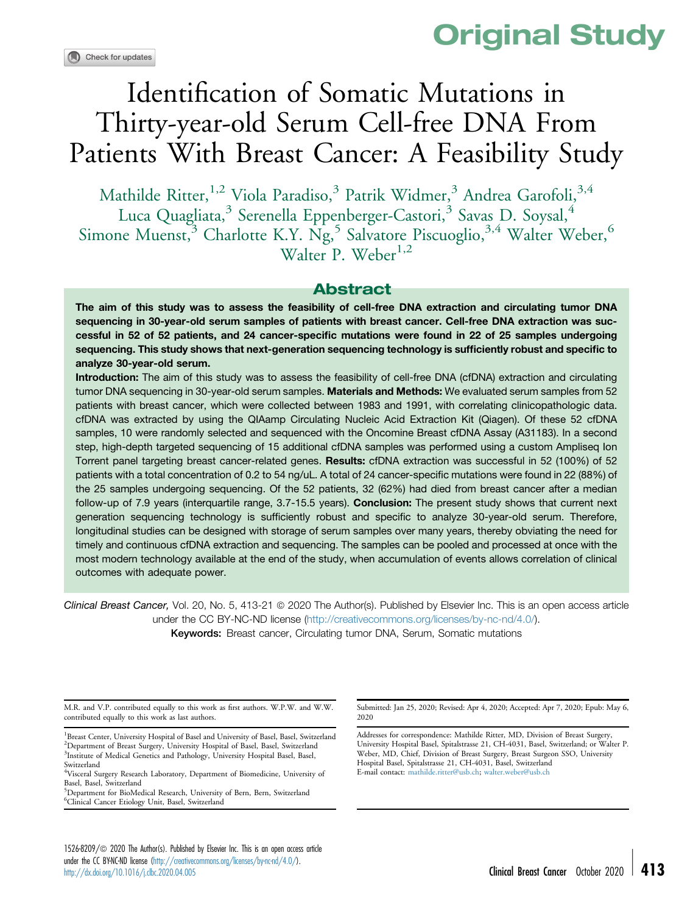Original Study

# Identification of Somatic Mutations in Thirty-year-old Serum Cell-free DNA From Patients With Breast Cancer: A Feasibility Study

Mathilde Ritter,[1,2] Viola Paradiso,[3] Patrik Widmer,[3] Andrea Garofoli,[3,4] Luca Quagliata,[3] Serenella Eppenberger-Castori,[3] Savas D. Soysal,[4] Simone Muenst,[3] Charlotte K.Y. Ng,[5] Salvatore Piscuoglio,[3,4] Walter Weber,[6] Walter P. Weber[1,2]

## Abstract

**The aim of this study was to assess the feasibility of cell-free DNA extraction and circulating tumor DNA sequencing in 30-year-old serum samples of patients with breast cancer. Cell-free DNA extraction was successful in 52 of 52 patients, and 24 cancer-specific mutations were found in 22 of 25 samples undergoing sequencing. This study shows that next-generation sequencing technology is sufficiently robust and specific to analyze 30-year-old serum.**

**Introduction:** The aim of this study was to assess the feasibility of cell-free DNA (cfDNA) extraction and circulating tumor DNA sequencing in 30-year-old serum samples. **Materials and Methods:** We evaluated serum samples from 52 patients with breast cancer, which were collected between 1983 and 1991, with correlating clinicopathologic data. cfDNA was extracted by using the QIAamp Circulating Nucleic Acid Extraction Kit (Qiagen). Of these 52 cfDNA samples, 10 were randomly selected and sequenced with the Oncomine Breast cfDNA Assay (A31183). In a second step, high-depth targeted sequencing of 15 additional cfDNA samples was performed using a custom Ampliseq Ion Torrent panel targeting breast cancer-related genes. **Results:** cfDNA extraction was successful in 52 (100%) of 52 patients with a total concentration of 0.2 to 54 ng/uL. A total of 24 cancer-specific mutations were found in 22 (88%) of the 25 samples undergoing sequencing. Of the 52 patients, 32 (62%) had died from breast cancer after a median follow-up of 7.9 years (interquartile range, 3.7-15.5 years). **Conclusion:** The present study shows that current next generation sequencing technology is sufficiently robust and specific to analyze 30-year-old serum. Therefore, longitudinal studies can be designed with storage of serum samples over many years, thereby obviating the need for timely and continuous cfDNA extraction and sequencing. The samples can be pooled and processed at once with the most modern technology available at the end of the study, when accumulation of events allows correlation of clinical outcomes with adequate power.

*Clinical Breast Cancer,* Vol. 20, No. 5, 413-21 © 2020 The Author(s). Published by Elsevier Inc. This is an open access article under the CC BY-NC-ND license (http://creativecommons.org/licenses/by-nc-nd/4.0/).

**Keywords:** Breast cancer, Circulating tumor DNA, Serum, Somatic mutations

M.R. and V.P. contributed equally to this work as first authors. W.P.W. and W.W. contributed equally to this work as last authors.

[1]Breast Center, University Hospital of Basel and University of Basel, Basel, Switzerland
[2]Department of Breast Surgery, University Hospital of Basel, Basel, Switzerland
[3]Institute of Medical Genetics and Pathology, University Hospital Basel, Basel, Switzerland
[4]Visceral Surgery Research Laboratory, Department of Biomedicine, University of Basel, Basel, Switzerland
[5]Department for BioMedical Research, University of Bern, Bern, Switzerland
[6]Clinical Cancer Etiology Unit, Basel, Switzerland

Submitted: Jan 25, 2020; Revised: Apr 4, 2020; Accepted: Apr 7, 2020; Epub: May 6, 2020

Addresses for correspondence: Mathilde Ritter, MD, Division of Breast Surgery, University Hospital Basel, Spitalstrasse 21, CH-4031, Basel, Switzerland; or Walter P. Weber, MD, Chief, Division of Breast Surgery, Breast Surgeon SSO, University Hospital Basel, Spitalstrasse 21, CH-4031, Basel, Switzerland
E-mail contact: mathilde.ritter@usb.ch; walter.weber@usb.ch

1526-8209/© 2020 The Author(s). Published by Elsevier Inc. This is an open access article under the CC BY-NC-ND license (http://creativecommons.org/licenses/by-nc-nd/4.0/).
http://dx.doi.org/10.1016/j.clbc.2020.04.005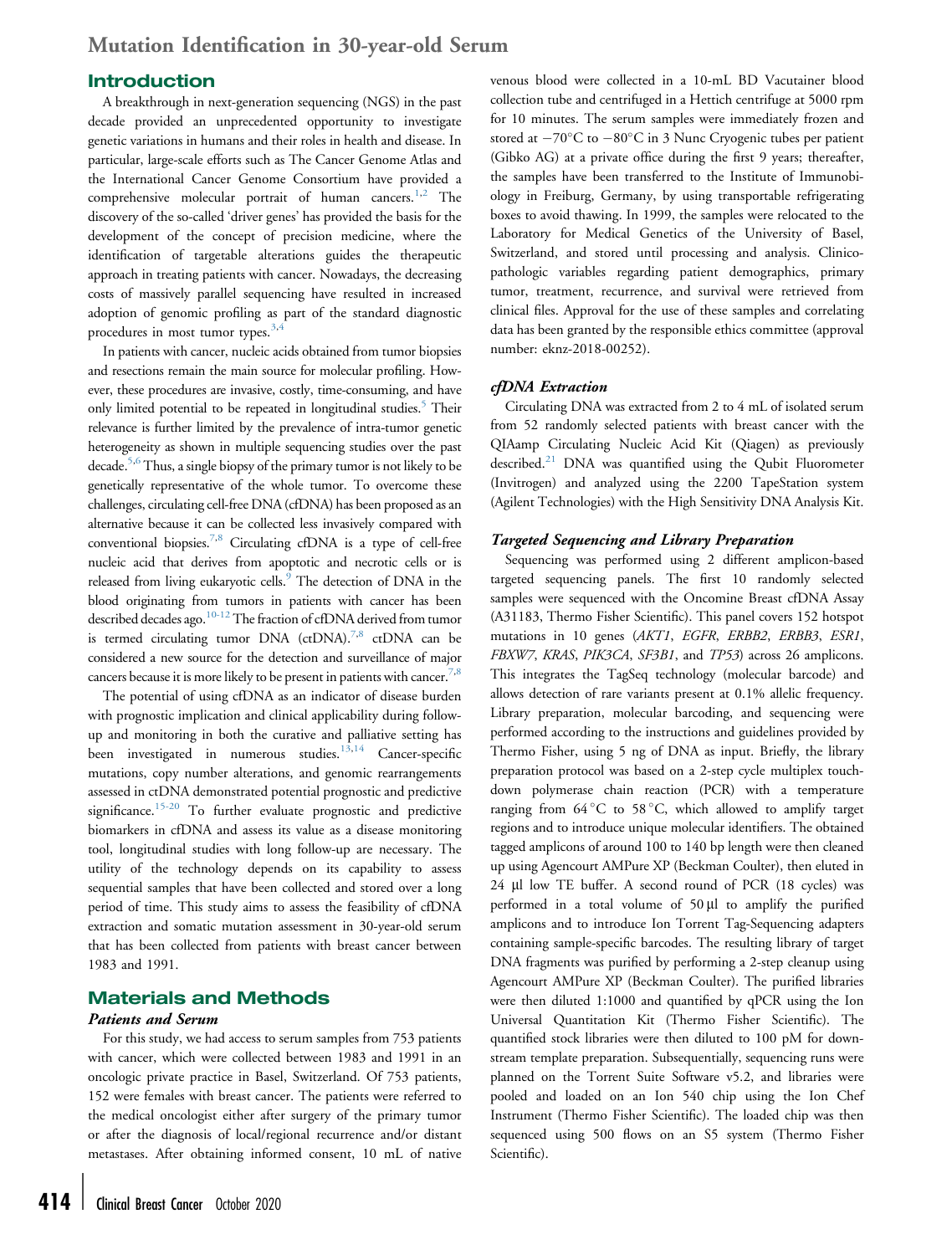## Introduction

A breakthrough in next-generation sequencing (NGS) in the past decade provided an unprecedented opportunity to investigate genetic variations in humans and their roles in health and disease. In particular, large-scale efforts such as The Cancer Genome Atlas and the International Cancer Genome Consortium have provided a comprehensive molecular portrait of human cancers.[1,2] The discovery of the so-called 'driver genes' has provided the basis for the development of the concept of precision medicine, where the identification of targetable alterations guides the therapeutic approach in treating patients with cancer. Nowadays, the decreasing costs of massively parallel sequencing have resulted in increased adoption of genomic profiling as part of the standard diagnostic procedures in most tumor types.[3,4]

In patients with cancer, nucleic acids obtained from tumor biopsies and resections remain the main source for molecular profiling. However, these procedures are invasive, costly, time-consuming, and have only limited potential to be repeated in longitudinal studies.[5] Their relevance is further limited by the prevalence of intra-tumor genetic heterogeneity as shown in multiple sequencing studies over the past decade.[5,6] Thus, a single biopsy of the primary tumor is not likely to be genetically representative of the whole tumor. To overcome these challenges, circulating cell-free DNA (cfDNA) has been proposed as an alternative because it can be collected less invasively compared with conventional biopsies.[7,8] Circulating cfDNA is a type of cell-free nucleic acid that derives from apoptotic and necrotic cells or is released from living eukaryotic cells.[9] The detection of DNA in the blood originating from tumors in patients with cancer has been described decades ago.[10-12] The fraction of cfDNA derived from tumor is termed circulating tumor DNA (ctDNA).[7,8] ctDNA can be considered a new source for the detection and surveillance of major cancers because it is more likely to be present in patients with cancer.[7,8]

The potential of using cfDNA as an indicator of disease burden with prognostic implication and clinical applicability during follow-up and monitoring in both the curative and palliative setting has been investigated in numerous studies.[13,14] Cancer-specific mutations, copy number alterations, and genomic rearrangements assessed in ctDNA demonstrated potential prognostic and predictive significance.[15-20] To further evaluate prognostic and predictive biomarkers in cfDNA and assess its value as a disease monitoring tool, longitudinal studies with long follow-up are necessary. The utility of the technology depends on its capability to assess sequential samples that have been collected and stored over a long period of time. This study aims to assess the feasibility of cfDNA extraction and somatic mutation assessment in 30-year-old serum that has been collected from patients with breast cancer between 1983 and 1991.

## Materials and Methods

### Patients and Serum

For this study, we had access to serum samples from 753 patients with cancer, which were collected between 1983 and 1991 in an oncologic private practice in Basel, Switzerland. Of 753 patients, 152 were females with breast cancer. The patients were referred to the medical oncologist either after surgery of the primary tumor or after the diagnosis of local/regional recurrence and/or distant metastases. After obtaining informed consent, 10 mL of native venous blood were collected in a 10-mL BD Vacutainer blood collection tube and centrifuged in a Hettich centrifuge at 5000 rpm for 10 minutes. The serum samples were immediately frozen and stored at −70°C to −80°C in 3 Nunc Cryogenic tubes per patient (Gibko AG) at a private office during the first 9 years; thereafter, the samples have been transferred to the Institute of Immunobiology in Freiburg, Germany, by using transportable refrigerating boxes to avoid thawing. In 1999, the samples were relocated to the Laboratory for Medical Genetics of the University of Basel, Switzerland, and stored until processing and analysis. Clinicopathologic variables regarding patient demographics, primary tumor, treatment, recurrence, and survival were retrieved from clinical files. Approval for the use of these samples and correlating data has been granted by the responsible ethics committee (approval number: eknz-2018-00252).

### *cfDNA Extraction*

Circulating DNA was extracted from 2 to 4 mL of isolated serum from 52 randomly selected patients with breast cancer with the QIAamp Circulating Nucleic Acid Kit (Qiagen) as previously described.[21] DNA was quantified using the Qubit Fluorometer (Invitrogen) and analyzed using the 2200 TapeStation system (Agilent Technologies) with the High Sensitivity DNA Analysis Kit.

### *Targeted Sequencing and Library Preparation*

Sequencing was performed using 2 different amplicon-based targeted sequencing panels. The first 10 randomly selected samples were sequenced with the Oncomine Breast cfDNA Assay (A31183, Thermo Fisher Scientific). This panel covers 152 hotspot mutations in 10 genes (*AKT1*, *EGFR*, *ERBB2*, *ERBB3*, *ESR1*, *FBXW7*, *KRAS*, *PIK3CA*, *SF3B1*, and *TP53*) across 26 amplicons. This integrates the TagSeq technology (molecular barcode) and allows detection of rare variants present at 0.1% allelic frequency. Library preparation, molecular barcoding, and sequencing were performed according to the instructions and guidelines provided by Thermo Fisher, using 5 ng of DNA as input. Briefly, the library preparation protocol was based on a 2-step cycle multiplex touch-down polymerase chain reaction (PCR) with a temperature ranging from 64 °C to 58 °C, which allowed to amplify target regions and to introduce unique molecular identifiers. The obtained tagged amplicons of around 100 to 140 bp length were then cleaned up using Agencourt AMPure XP (Beckman Coulter), then eluted in 24 μl low TE buffer. A second round of PCR (18 cycles) was performed in a total volume of 50 μl to amplify the purified amplicons and to introduce Ion Torrent Tag-Sequencing adapters containing sample-specific barcodes. The resulting library of target DNA fragments was purified by performing a 2-step cleanup using Agencourt AMPure XP (Beckman Coulter). The purified libraries were then diluted 1:1000 and quantified by qPCR using the Ion Universal Quantitation Kit (Thermo Fisher Scientific). The quantified stock libraries were then diluted to 100 pM for downstream template preparation. Subsequentially, sequencing runs were planned on the Torrent Suite Software v5.2, and libraries were pooled and loaded on an Ion 540 chip using the Ion Chef Instrument (Thermo Fisher Scientific). The loaded chip was then sequenced using 500 flows on an S5 system (Thermo Fisher Scientific).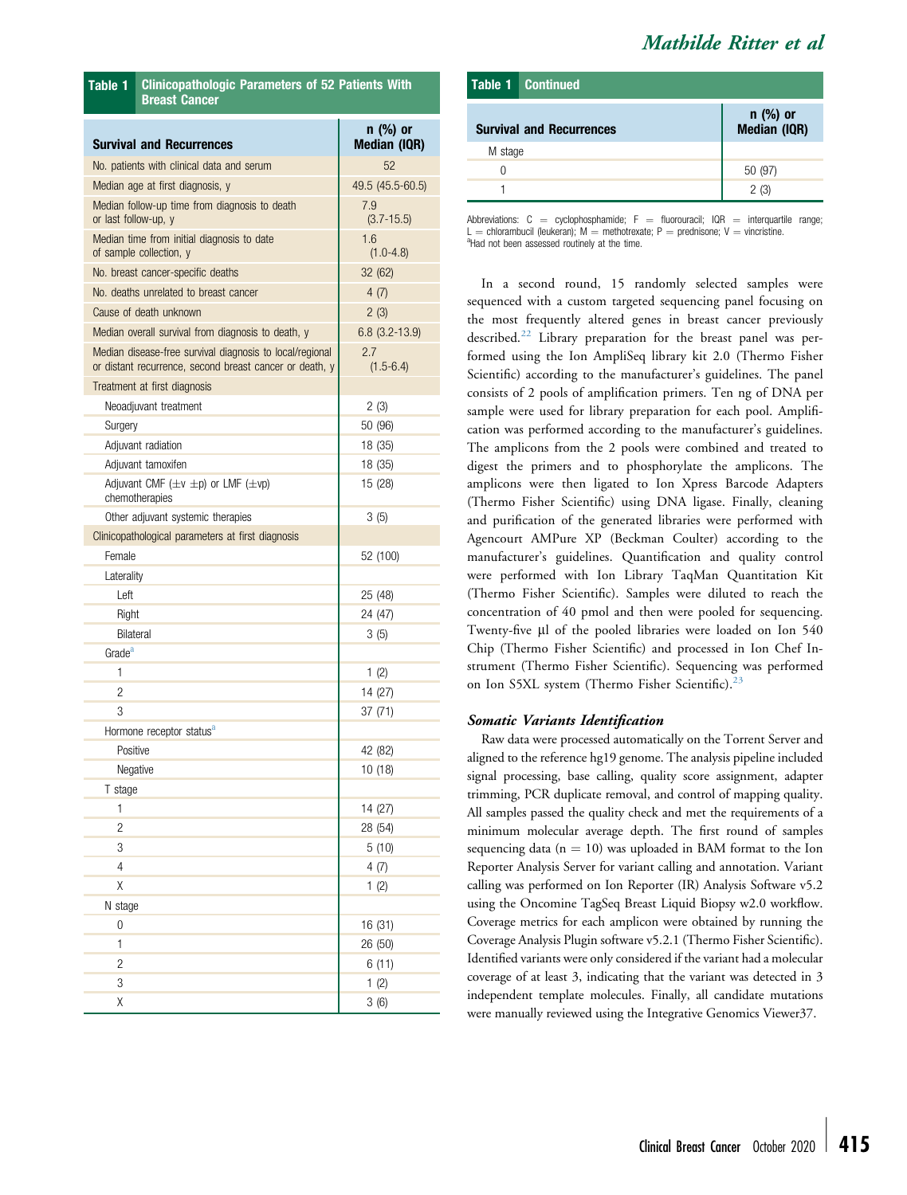**Table 1 Clinicopathologic Parameters of 52 Patients With Breast Cancer**

| Survival and Recurrences | n (%) or Median (IQR) |
| --- | --- |
| No. patients with clinical data and serum | 52 |
| Median age at first diagnosis, y | 49.5 (45.5-60.5) |
| Median follow-up time from diagnosis to death or last follow-up, y | 7.9 (3.7-15.5) |
| Median time from initial diagnosis to date of sample collection, y | 1.6 (1.0-4.8) |
| No. breast cancer-specific deaths | 32 (62) |
| No. deaths unrelated to breast cancer | 4 (7) |
| Cause of death unknown | 2 (3) |
| Median overall survival from diagnosis to death, y | 6.8 (3.2-13.9) |
| Median disease-free survival diagnosis to local/regional or distant recurrence, second breast cancer or death, y | 2.7 (1.5-6.4) |
| Treatment at first diagnosis | |
| Neoadjuvant treatment | 2 (3) |
| Surgery | 50 (96) |
| Adjuvant radiation | 18 (35) |
| Adjuvant tamoxifen | 18 (35) |
| Adjuvant CMF (±v ±p) or LMF (±vp) chemotherapies | 15 (28) |
| Other adjuvant systemic therapies | 3 (5) |
| Clinicopathological parameters at first diagnosis | |
| Female | 52 (100) |
| Laterality | |
| Left | 25 (48) |
| Right | 24 (47) |
| Bilateral | 3 (5) |
| Grade[a] | |
| 1 | 1 (2) |
| 2 | 14 (27) |
| 3 | 37 (71) |
| Hormone receptor status[a] | |
| Positive | 42 (82) |
| Negative | 10 (18) |
| T stage | |
| 1 | 14 (27) |
| 2 | 28 (54) |
| 3 | 5 (10) |
| 4 | 4 (7) |
| X | 1 (2) |
| N stage | |
| 0 | 16 (31) |
| 1 | 26 (50) |
| 2 | 6 (11) |
| 3 | 1 (2) |
| X | 3 (6) |
| M stage | |
| 0 | 50 (97) |
| 1 | 2 (3) |

Abbreviations: C = cyclophosphamide; F = fluorouracil; IQR = interquartile range; L = chlorambucil (leukeran); M = methotrexate; P = prednisone; V = vincristine.
[a]Had not been assessed routinely at the time.

In a second round, 15 randomly selected samples were sequenced with a custom targeted sequencing panel focusing on the most frequently altered genes in breast cancer previously described.[22] Library preparation for the breast panel was performed using the Ion AmpliSeq library kit 2.0 (Thermo Fisher Scientific) according to the manufacturer's guidelines. The panel consists of 2 pools of amplification primers. Ten ng of DNA per sample were used for library preparation for each pool. Amplification was performed according to the manufacturer's guidelines. The amplicons from the 2 pools were combined and treated to digest the primers and to phosphorylate the amplicons. The amplicons were then ligated to Ion Xpress Barcode Adapters (Thermo Fisher Scientific) using DNA ligase. Finally, cleaning and purification of the generated libraries were performed with Agencourt AMPure XP (Beckman Coulter) according to the manufacturer's guidelines. Quantification and quality control were performed with Ion Library TaqMan Quantitation Kit (Thermo Fisher Scientific). Samples were diluted to reach the concentration of 40 pmol and then were pooled for sequencing. Twenty-five µl of the pooled libraries were loaded on Ion 540 Chip (Thermo Fisher Scientific) and processed in Ion Chef Instrument (Thermo Fisher Scientific). Sequencing was performed on Ion S5XL system (Thermo Fisher Scientific).[23]

### *Somatic Variants Identification*

Raw data were processed automatically on the Torrent Server and aligned to the reference hg19 genome. The analysis pipeline included signal processing, base calling, quality score assignment, adapter trimming, PCR duplicate removal, and control of mapping quality. All samples passed the quality check and met the requirements of a minimum molecular average depth. The first round of samples sequencing data (n = 10) was uploaded in BAM format to the Ion Reporter Analysis Server for variant calling and annotation. Variant calling was performed on Ion Reporter (IR) Analysis Software v5.2 using the Oncomine TagSeq Breast Liquid Biopsy w2.0 workflow. Coverage metrics for each amplicon were obtained by running the Coverage Analysis Plugin software v5.2.1 (Thermo Fisher Scientific). Identified variants were only considered if the variant had a molecular coverage of at least 3, indicating that the variant was detected in 3 independent template molecules. Finally, all candidate mutations were manually reviewed using the Integrative Genomics Viewer37.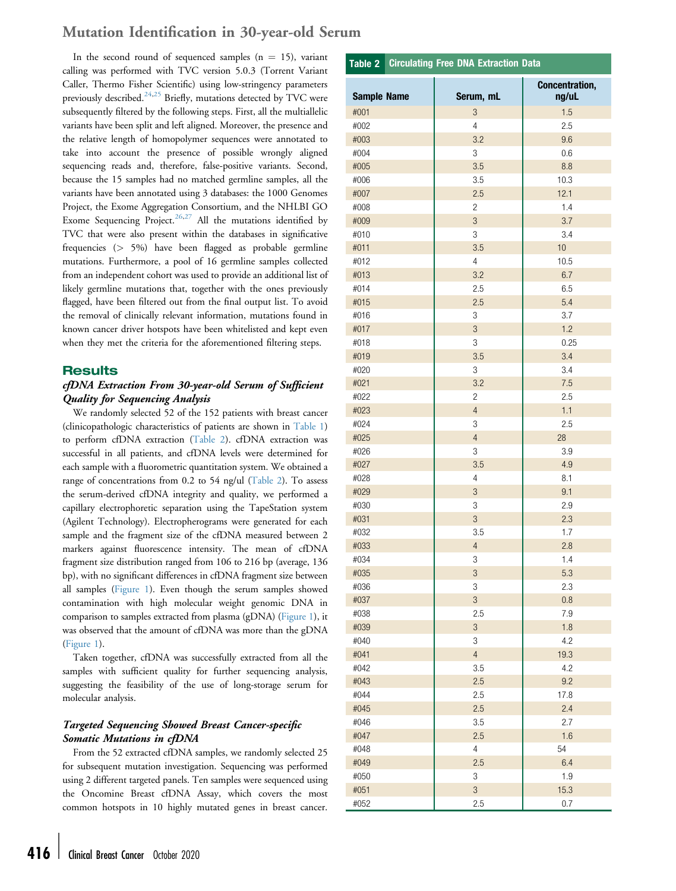In the second round of sequenced samples (n = 15), variant calling was performed with TVC version 5.0.3 (Torrent Variant Caller, Thermo Fisher Scientific) using low-stringency parameters previously described.[24,25] Briefly, mutations detected by TVC were subsequently filtered by the following steps. First, all the multiallelic variants have been split and left aligned. Moreover, the presence and the relative length of homopolymer sequences were annotated to take into account the presence of possible wrongly aligned sequencing reads and, therefore, false-positive variants. Second, because the 15 samples had no matched germline samples, all the variants have been annotated using 3 databases: the 1000 Genomes Project, the Exome Aggregation Consortium, and the NHLBI GO Exome Sequencing Project.[26,27] All the mutations identified by TVC that were also present within the databases in significative frequencies (> 5%) have been flagged as probable germline mutations. Furthermore, a pool of 16 germline samples collected from an independent cohort was used to provide an additional list of likely germline mutations that, together with the ones previously flagged, have been filtered out from the final output list. To avoid the removal of clinically relevant information, mutations found in known cancer driver hotspots have been whitelisted and kept even when they met the criteria for the aforementioned filtering steps.

## Results

### *cfDNA Extraction From 30-year-old Serum of Sufficient Quality for Sequencing Analysis*

We randomly selected 52 of the 152 patients with breast cancer (clinicopathologic characteristics of patients are shown in Table 1) to perform cfDNA extraction (Table 2). cfDNA extraction was successful in all patients, and cfDNA levels were determined for each sample with a fluorometric quantitation system. We obtained a range of concentrations from 0.2 to 54 ng/ul (Table 2). To assess the serum-derived cfDNA integrity and quality, we performed a capillary electrophoretic separation using the TapeStation system (Agilent Technology). Electropherograms were generated for each sample and the fragment size of the cfDNA measured between 2 markers against fluorescence intensity. The mean of cfDNA fragment size distribution ranged from 106 to 216 bp (average, 136 bp), with no significant differences in cfDNA fragment size between all samples (Figure 1). Even though the serum samples showed contamination with high molecular weight genomic DNA in comparison to samples extracted from plasma (gDNA) (Figure 1), it was observed that the amount of cfDNA was more than the gDNA (Figure 1).

Taken together, cfDNA was successfully extracted from all the samples with sufficient quality for further sequencing analysis, suggesting the feasibility of the use of long-storage serum for molecular analysis.

### *Targeted Sequencing Showed Breast Cancer-specific Somatic Mutations in cfDNA*

From the 52 extracted cfDNA samples, we randomly selected 25 for subsequent mutation investigation. Sequencing was performed using 2 different targeted panels. Ten samples were sequenced using the Oncomine Breast cfDNA Assay, which covers the most common hotspots in 10 highly mutated genes in breast cancer.

**Table 2 Circulating Free DNA Extraction Data**

| Sample Name | Serum, mL | Concentration, ng/uL |
|---|---|---|
| #001 | 3 | 1.5 |
| #002 | 4 | 2.5 |
| #003 | 3.2 | 9.6 |
| #004 | 3 | 0.6 |
| #005 | 3.5 | 8.8 |
| #006 | 3.5 | 10.3 |
| #007 | 2.5 | 12.1 |
| #008 | 2 | 1.4 |
| #009 | 3 | 3.7 |
| #010 | 3 | 3.4 |
| #011 | 3.5 | 10 |
| #012 | 4 | 10.5 |
| #013 | 3.2 | 6.7 |
| #014 | 2.5 | 6.5 |
| #015 | 2.5 | 5.4 |
| #016 | 3 | 3.7 |
| #017 | 3 | 1.2 |
| #018 | 3 | 0.25 |
| #019 | 3.5 | 3.4 |
| #020 | 3 | 3.4 |
| #021 | 3.2 | 7.5 |
| #022 | 2 | 2.5 |
| #023 | 4 | 1.1 |
| #024 | 3 | 2.5 |
| #025 | 4 | 28 |
| #026 | 3 | 3.9 |
| #027 | 3.5 | 4.9 |
| #028 | 4 | 8.1 |
| #029 | 3 | 9.1 |
| #030 | 3 | 2.9 |
| #031 | 3 | 2.3 |
| #032 | 3.5 | 1.7 |
| #033 | 4 | 2.8 |
| #034 | 3 | 1.4 |
| #035 | 3 | 5.3 |
| #036 | 3 | 2.3 |
| #037 | 3 | 0.8 |
| #038 | 2.5 | 7.9 |
| #039 | 3 | 1.8 |
| #040 | 3 | 4.2 |
| #041 | 4 | 19.3 |
| #042 | 3.5 | 4.2 |
| #043 | 2.5 | 9.2 |
| #044 | 2.5 | 17.8 |
| #045 | 2.5 | 2.4 |
| #046 | 3.5 | 2.7 |
| #047 | 2.5 | 1.6 |
| #048 | 4 | 54 |
| #049 | 2.5 | 6.4 |
| #050 | 3 | 1.9 |
| #051 | 3 | 15.3 |
| #052 | 2.5 | 0.7 |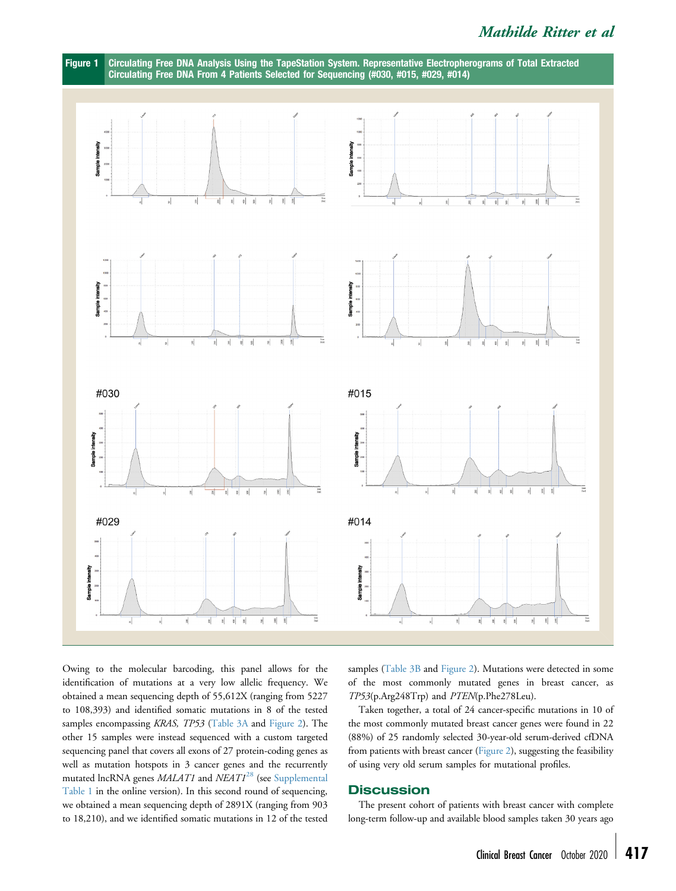Figure 1 Circulating Free DNA Analysis Using the TapeStation System. Representative Electropherograms of Total Extracted Circulating Free DNA From 4 Patients Selected for Sequencing (#030, #015, #029, #014)

Owing to the molecular barcoding, this panel allows for the identification of mutations at a very low allelic frequency. We obtained a mean sequencing depth of 55,612X (ranging from 5227 to 108,393) and identified somatic mutations in 8 of the tested samples encompassing *KRAS, TP53* (Table 3A and Figure 2). The other 15 samples were instead sequenced with a custom targeted sequencing panel that covers all exons of 27 protein-coding genes as well as mutation hotspots in 3 cancer genes and the recurrently mutated lncRNA genes *MALAT1* and *NEAT1*[28] (see Supplemental Table 1 in the online version). In this second round of sequencing, we obtained a mean sequencing depth of 2891X (ranging from 903 to 18,210), and we identified somatic mutations in 12 of the tested samples (Table 3B and Figure 2). Mutations were detected in some of the most commonly mutated genes in breast cancer, as *TP53*(p.Arg248Trp) and *PTEN*(p.Phe278Leu).

Taken together, a total of 24 cancer-specific mutations in 10 of the most commonly mutated breast cancer genes were found in 22 (88%) of 25 randomly selected 30-year-old serum-derived cfDNA from patients with breast cancer (Figure 2), suggesting the feasibility of using very old serum samples for mutational profiles.

## Discussion

The present cohort of patients with breast cancer with complete long-term follow-up and available blood samples taken 30 years ago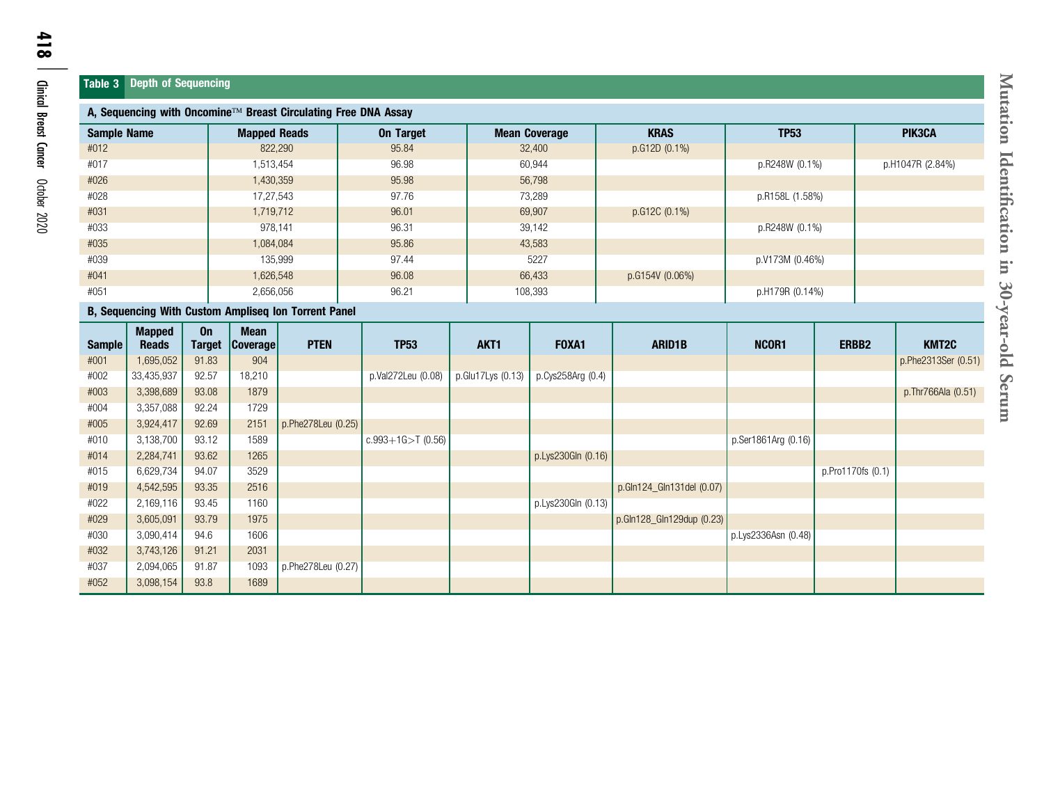**Table 3 Depth of Sequencing**

**A, Sequencing with Oncomine™ Breast Circulating Free DNA Assay**

| Sample Name | Mapped Reads | On Target | Mean Coverage | KRAS | TP53 | PIK3CA |
|---|---|---|---|---|---|---|
| #012 | 822,290 | 95.84 | 32,400 | p.G12D (0.1%) | | |
| #017 | 1,513,454 | 96.98 | 60,944 | | p.R248W (0.1%) | p.H1047R (2.84%) |
| #026 | 1,430,359 | 95.98 | 56,798 | | | |
| #028 | 17,27,543 | 97.76 | 73,289 | | p.R158L (1.58%) | |
| #031 | 1,719,712 | 96.01 | 69,907 | p.G12C (0.1%) | | |
| #033 | 978,141 | 96.31 | 39,142 | | p.R248W (0.1%) | |
| #035 | 1,084,084 | 95.86 | 43,583 | | | |
| #039 | 135,999 | 97.44 | 5227 | | p.V173M (0.46%) | |
| #041 | 1,626,548 | 96.08 | 66,433 | p.G154V (0.06%) | | |
| #051 | 2,656,056 | 96.21 | 108,393 | | p.H179R (0.14%) | |

**B, Sequencing With Custom Ampliseq Ion Torrent Panel**

| Sample | Mapped Reads | On Target | Mean Coverage | PTEN | TP53 | AKT1 | FOXA1 | ARID1B | NCOR1 | ERBB2 | KMT2C |
|---|---|---|---|---|---|---|---|---|---|---|---|
| #001 | 1,695,052 | 91.83 | 904 | | | | | | | | p.Phe2313Ser (0.51) |
| #002 | 33,435,937 | 92.57 | 18,210 | | p.Val272Leu (0.08) | p.Glu17Lys (0.13) | p.Cys258Arg (0.4) | | | | |
| #003 | 3,398,689 | 93.08 | 1879 | | | | | | | | p.Thr766Ala (0.51) |
| #004 | 3,357,088 | 92.24 | 1729 | | | | | | | | |
| #005 | 3,924,417 | 92.69 | 2151 | p.Phe278Leu (0.25) | | | | | | | |
| #010 | 3,138,700 | 93.12 | 1589 | | c.993+1G>T (0.56) | | | | p.Ser1861Arg (0.16) | | |
| #014 | 2,284,741 | 93.62 | 1265 | | | | p.Lys230Gln (0.16) | | | | |
| #015 | 6,629,734 | 94.07 | 3529 | | | | | | | p.Pro1170fs (0.1) | |
| #019 | 4,542,595 | 93.35 | 2516 | | | | | p.Gln124_Gln131del (0.07) | | | |
| #022 | 2,169,116 | 93.45 | 1160 | | | | p.Lys230Gln (0.13) | | | | |
| #029 | 3,605,091 | 93.79 | 1975 | | | | | p.Gln128_Gln129dup (0.23) | | | |
| #030 | 3,090,414 | 94.6 | 1606 | | | | | | p.Lys2336Asn (0.48) | | |
| #032 | 3,743,126 | 91.21 | 2031 | | | | | | | | |
| #037 | 2,094,065 | 91.87 | 1093 | p.Phe278Leu (0.27) | | | | | | | |
| #052 | 3,098,154 | 93.8 | 1689 | | | | | | | | |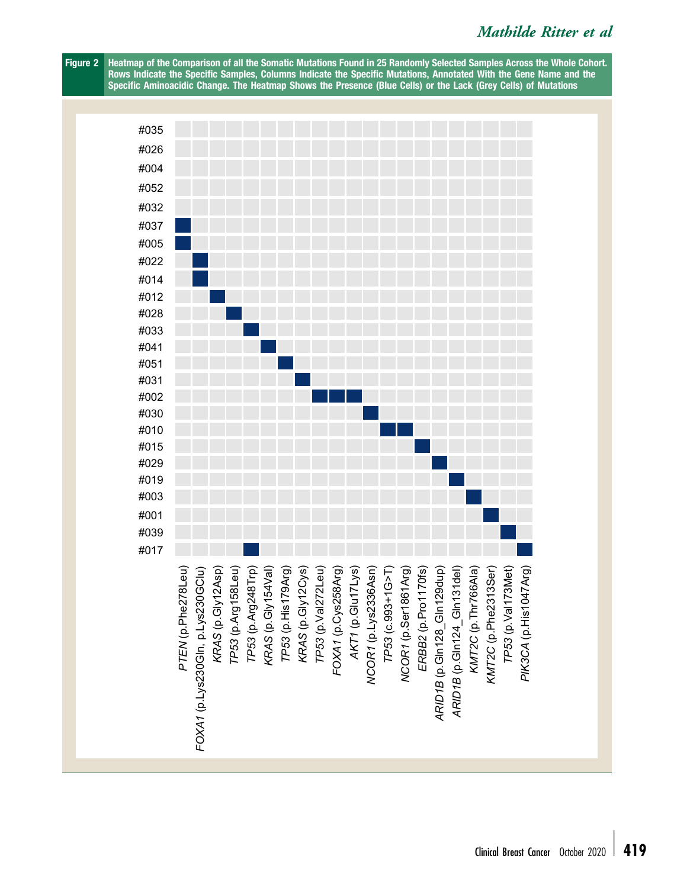**Figure 2** Heatmap of the Comparison of all the Somatic Mutations Found in 25 Randomly Selected Samples Across the Whole Cohort. Rows Indicate the Specific Samples, Columns Indicate the Specific Mutations, Annotated With the Gene Name and the Specific Aminoacidic Change. The Heatmap Shows the Presence (Blue Cells) or the Lack (Grey Cells) of Mutations

| Sample | *PTEN* (p.Phe278Leu) | *FOXA1* (p.Lys230Gln, p.Lys230GClu) | *KRAS* (p.Gly12Asp) | *TP53* (p.Arg158Leu) | *TP53* (p.Arg248Trp) | *KRAS* (p.Gly154Val) | *TP53* (p.His179Arg) | *KRAS* (p.Gly12Cys) | *TP53* (p.Val272Leu) | *FOXA1* (p.Cys258Arg) | *AKT1* (p.Glu17Lys) | *NCOR1* (p.Lys2336Asn) | *TP53* (c.993+1G>T) | *NCOR1* (p.Ser1861Arg) | *ERBB2* (p.Pro1170fs) | *ARID1B* (p.Gln128_Gln129dup) | *ARID1B* (p.Gln124_Gln131del) | *KMT2C* (p.Thr766Ala) | *KMT2C* (p.Phe2313Ser) | *TP53* (p.Val173Met) | *PIK3CA* (p.His1047Arg) |
|---|---|---|---|---|---|---|---|---|---|---|---|---|---|---|---|---|---|---|---|---|---|
| #035 | | | | | | | | | | | | | | | | | | | | | |
| #026 | | | | | | | | | | | | | | | | | | | | | |
| #004 | | | | | | | | | | | | | | | | | | | | | |
| #052 | | | | | | | | | | | | | | | | | | | | | |
| #032 | | | | | | | | | | | | | | | | | | | | | |
| #037 | ■ | | | | | | | | | | | | | | | | | | | | |
| #005 | ■ | | | | | | | | | | | | | | | | | | | | |
| #022 | | ■ | | | | | | | | | | | | | | | | | | | |
| #014 | | ■ | | | | | | | | | | | | | | | | | | | |
| #012 | | | ■ | | | | | | | | | | | | | | | | | | |
| #028 | | | | ■ | | | | | | | | | | | | | | | | | |
| #033 | | | | | ■ | | | | | | | | | | | | | | | | |
| #041 | | | | | | ■ | | | | | | | | | | | | | | | |
| #051 | | | | | | | ■ | | | | | | | | | | | | | | |
| #031 | | | | | | | | ■ | | | | | | | | | | | | | |
| #002 | | | | | | | | | ■ | ■ | ■ | | | | | | | | | | |
| #030 | | | | | | | | | | | | ■ | | | | | | | | | |
| #010 | | | | | | | | | | | | | ■ | ■ | | | | | | | |
| #015 | | | | | | | | | | | | | | | ■ | | | | | | |
| #029 | | | | | | | | | | | | | | | | ■ | | | | | |
| #019 | | | | | | | | | | | | | | | | | ■ | | | | |
| #003 | | | | | | | | | | | | | | | | | | ■ | | | |
| #001 | | | | | | | | | | | | | | | | | | | ■ | | |
| #039 | | | | | | | | | | | | | | | | | | | | ■ | |
| #017 | | | | | ■ | | | | | | | | | | | | | | | | ■ |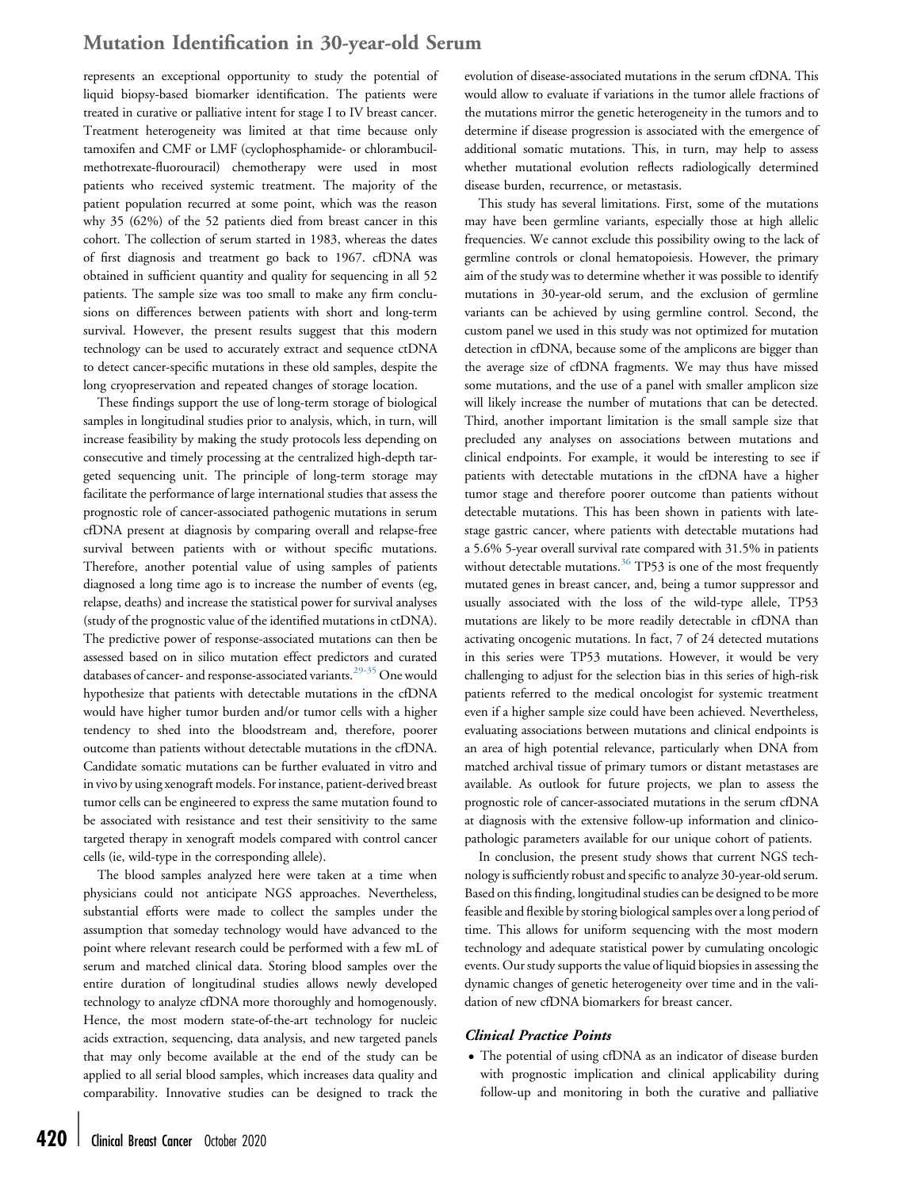represents an exceptional opportunity to study the potential of liquid biopsy-based biomarker identification. The patients were treated in curative or palliative intent for stage I to IV breast cancer. Treatment heterogeneity was limited at that time because only tamoxifen and CMF or LMF (cyclophosphamide- or chlorambucil-methotrexate-fluorouracil) chemotherapy were used in most patients who received systemic treatment. The majority of the patient population recurred at some point, which was the reason why 35 (62%) of the 52 patients died from breast cancer in this cohort. The collection of serum started in 1983, whereas the dates of first diagnosis and treatment go back to 1967. cfDNA was obtained in sufficient quantity and quality for sequencing in all 52 patients. The sample size was too small to make any firm conclusions on differences between patients with short and long-term survival. However, the present results suggest that this modern technology can be used to accurately extract and sequence ctDNA to detect cancer-specific mutations in these old samples, despite the long cryopreservation and repeated changes of storage location.

These findings support the use of long-term storage of biological samples in longitudinal studies prior to analysis, which, in turn, will increase feasibility by making the study protocols less depending on consecutive and timely processing at the centralized high-depth targeted sequencing unit. The principle of long-term storage may facilitate the performance of large international studies that assess the prognostic role of cancer-associated pathogenic mutations in serum cfDNA present at diagnosis by comparing overall and relapse-free survival between patients with or without specific mutations. Therefore, another potential value of using samples of patients diagnosed a long time ago is to increase the number of events (eg, relapse, deaths) and increase the statistical power for survival analyses (study of the prognostic value of the identified mutations in ctDNA). The predictive power of response-associated mutations can then be assessed based on in silico mutation effect predictors and curated databases of cancer- and response-associated variants.[29-35] One would hypothesize that patients with detectable mutations in the cfDNA would have higher tumor burden and/or tumor cells with a higher tendency to shed into the bloodstream and, therefore, poorer outcome than patients without detectable mutations in the cfDNA. Candidate somatic mutations can be further evaluated in vitro and in vivo by using xenograft models. For instance, patient-derived breast tumor cells can be engineered to express the same mutation found to be associated with resistance and test their sensitivity to the same targeted therapy in xenograft models compared with control cancer cells (ie, wild-type in the corresponding allele).

The blood samples analyzed here were taken at a time when physicians could not anticipate NGS approaches. Nevertheless, substantial efforts were made to collect the samples under the assumption that someday technology would have advanced to the point where relevant research could be performed with a few mL of serum and matched clinical data. Storing blood samples over the entire duration of longitudinal studies allows newly developed technology to analyze cfDNA more thoroughly and homogenously. Hence, the most modern state-of-the-art technology for nucleic acids extraction, sequencing, data analysis, and new targeted panels that may only become available at the end of the study can be applied to all serial blood samples, which increases data quality and comparability. Innovative studies can be designed to track the evolution of disease-associated mutations in the serum cfDNA. This would allow to evaluate if variations in the tumor allele fractions of the mutations mirror the genetic heterogeneity in the tumors and to determine if disease progression is associated with the emergence of additional somatic mutations. This, in turn, may help to assess whether mutational evolution reflects radiologically determined disease burden, recurrence, or metastasis.

This study has several limitations. First, some of the mutations may have been germline variants, especially those at high allelic frequencies. We cannot exclude this possibility owing to the lack of germline controls or clonal hematopoiesis. However, the primary aim of the study was to determine whether it was possible to identify mutations in 30-year-old serum, and the exclusion of germline variants can be achieved by using germline control. Second, the custom panel we used in this study was not optimized for mutation detection in cfDNA, because some of the amplicons are bigger than the average size of cfDNA fragments. We may thus have missed some mutations, and the use of a panel with smaller amplicon size will likely increase the number of mutations that can be detected. Third, another important limitation is the small sample size that precluded any analyses on associations between mutations and clinical endpoints. For example, it would be interesting to see if patients with detectable mutations in the cfDNA have a higher tumor stage and therefore poorer outcome than patients without detectable mutations. This has been shown in patients with late-stage gastric cancer, where patients with detectable mutations had a 5.6% 5-year overall survival rate compared with 31.5% in patients without detectable mutations.[36] TP53 is one of the most frequently mutated genes in breast cancer, and, being a tumor suppressor and usually associated with the loss of the wild-type allele, TP53 mutations are likely to be more readily detectable in cfDNA than activating oncogenic mutations. In fact, 7 of 24 detected mutations in this series were TP53 mutations. However, it would be very challenging to adjust for the selection bias in this series of high-risk patients referred to the medical oncologist for systemic treatment even if a higher sample size could have been achieved. Nevertheless, evaluating associations between mutations and clinical endpoints is an area of high potential relevance, particularly when DNA from matched archival tissue of primary tumors or distant metastases are available. As outlook for future projects, we plan to assess the prognostic role of cancer-associated mutations in the serum cfDNA at diagnosis with the extensive follow-up information and clinicopathologic parameters available for our unique cohort of patients.

In conclusion, the present study shows that current NGS technology is sufficiently robust and specific to analyze 30-year-old serum. Based on this finding, longitudinal studies can be designed to be more feasible and flexible by storing biological samples over a long period of time. This allows for uniform sequencing with the most modern technology and adequate statistical power by cumulating oncologic events. Our study supports the value of liquid biopsies in assessing the dynamic changes of genetic heterogeneity over time and in the validation of new cfDNA biomarkers for breast cancer.

### *Clinical Practice Points*

- The potential of using cfDNA as an indicator of disease burden with prognostic implication and clinical applicability during follow-up and monitoring in both the curative and palliative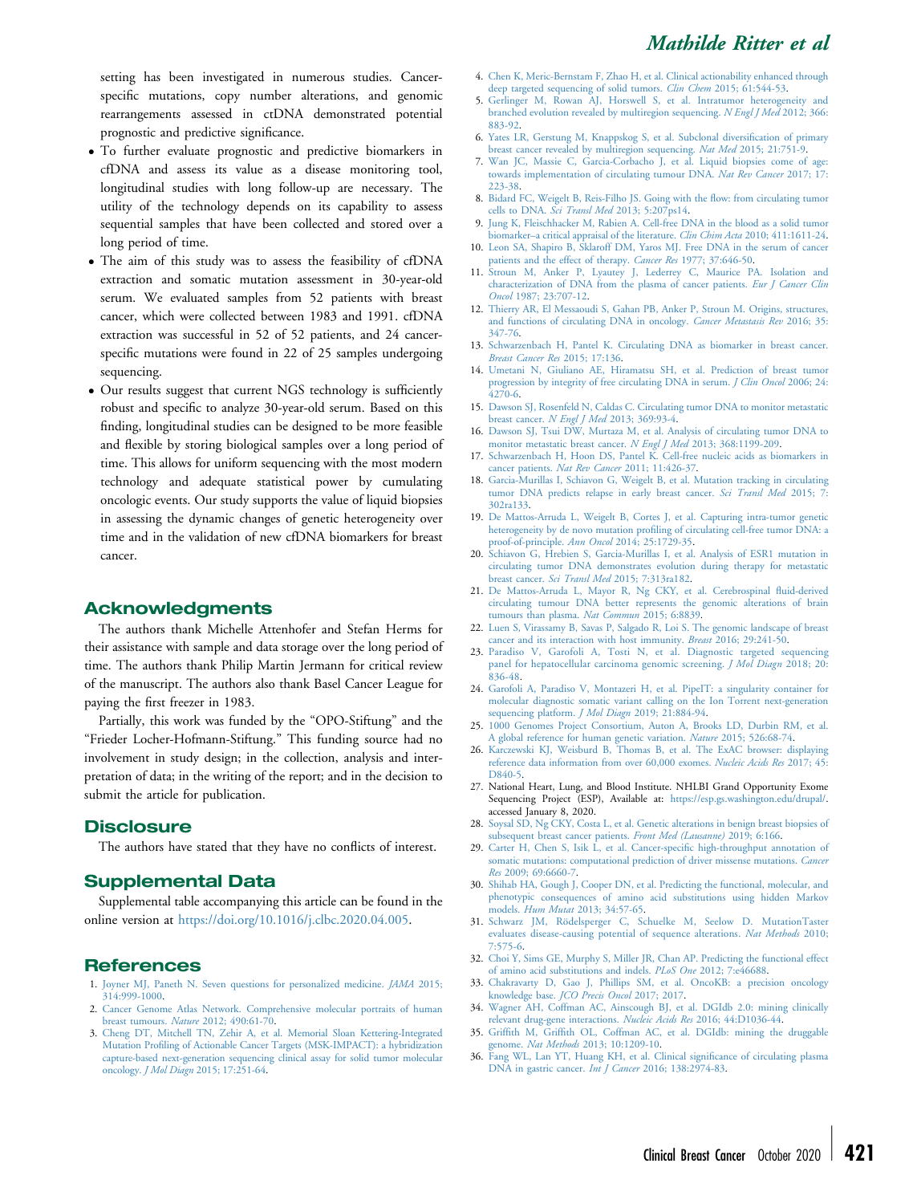setting has been investigated in numerous studies. Cancer-specific mutations, copy number alterations, and genomic rearrangements assessed in ctDNA demonstrated potential prognostic and predictive significance.

- To further evaluate prognostic and predictive biomarkers in cfDNA and assess its value as a disease monitoring tool, longitudinal studies with long follow-up are necessary. The utility of the technology depends on its capability to assess sequential samples that have been collected and stored over a long period of time.
- The aim of this study was to assess the feasibility of cfDNA extraction and somatic mutation assessment in 30-year-old serum. We evaluated samples from 52 patients with breast cancer, which were collected between 1983 and 1991. cfDNA extraction was successful in 52 of 52 patients, and 24 cancer-specific mutations were found in 22 of 25 samples undergoing sequencing.
- Our results suggest that current NGS technology is sufficiently robust and specific to analyze 30-year-old serum. Based on this finding, longitudinal studies can be designed to be more feasible and flexible by storing biological samples over a long period of time. This allows for uniform sequencing with the most modern technology and adequate statistical power by cumulating oncologic events. Our study supports the value of liquid biopsies in assessing the dynamic changes of genetic heterogeneity over time and in the validation of new cfDNA biomarkers for breast cancer.

## Acknowledgments

The authors thank Michelle Attenhofer and Stefan Herms for their assistance with sample and data storage over the long period of time. The authors thank Philip Martin Jermann for critical review of the manuscript. The authors also thank Basel Cancer League for paying the first freezer in 1983.

Partially, this work was funded by the "OPO-Stiftung" and the "Frieder Locher-Hofmann-Stiftung." This funding source had no involvement in study design; in the collection, analysis and interpretation of data; in the writing of the report; and in the decision to submit the article for publication.

## Disclosure

The authors have stated that they have no conflicts of interest.

## Supplemental Data

Supplemental table accompanying this article can be found in the online version at https://doi.org/10.1016/j.clbc.2020.04.005.

## References

1. Joyner MJ, Paneth N. Seven questions for personalized medicine. *JAMA* 2015; 314:999-1000.
2. Cancer Genome Atlas Network. Comprehensive molecular portraits of human breast tumours. *Nature* 2012; 490:61-70.
3. Cheng DT, Mitchell TN, Zehir A, et al. Memorial Sloan Kettering-Integrated Mutation Profiling of Actionable Cancer Targets (MSK-IMPACT): a hybridization capture-based next-generation sequencing clinical assay for solid tumor molecular oncology. *J Mol Diagn* 2015; 17:251-64.
4. Chen K, Meric-Bernstam F, Zhao H, et al. Clinical actionability enhanced through deep targeted sequencing of solid tumors. *Clin Chem* 2015; 61:544-53.
5. Gerlinger M, Rowan AJ, Horswell S, et al. Intratumor heterogeneity and branched evolution revealed by multiregion sequencing. *N Engl J Med* 2012; 366: 883-92.
6. Yates LR, Gerstung M, Knappskog S, et al. Subclonal diversification of primary breast cancer revealed by multiregion sequencing. *Nat Med* 2015; 21:751-9.
7. Wan JC, Massie C, Garcia-Corbacho J, et al. Liquid biopsies come of age: towards implementation of circulating tumour DNA. *Nat Rev Cancer* 2017; 17: 223-38.
8. Bidard FC, Weigelt B, Reis-Filho JS. Going with the flow: from circulating tumor cells to DNA. *Sci Transl Med* 2013; 5:207ps14.
9. Jung K, Fleischhacker M, Rabien A. Cell-free DNA in the blood as a solid tumor biomarker–a critical appraisal of the literature. *Clin Chim Acta* 2010; 411:1611-24.
10. Leon SA, Shapiro B, Sklaroff DM, Yaros MJ. Free DNA in the serum of cancer patients and the effect of therapy. *Cancer Res* 1977; 37:646-50.
11. Stroun M, Anker P, Lyautey J, Lederrey C, Maurice PA. Isolation and characterization of DNA from the plasma of cancer patients. *Eur J Cancer Clin Oncol* 1987; 23:707-12.
12. Thierry AR, El Messaoudi S, Gahan PB, Anker P, Stroun M. Origins, structures, and functions of circulating DNA in oncology. *Cancer Metastasis Rev* 2016; 35: 347-76.
13. Schwarzenbach H, Pantel K. Circulating DNA as biomarker in breast cancer. *Breast Cancer Res* 2015; 17:136.
14. Umetani N, Giuliano AE, Hiramatsu SH, et al. Prediction of breast tumor progression by integrity of free circulating DNA in serum. *J Clin Oncol* 2006; 24: 4270-6.
15. Dawson SJ, Rosenfeld N, Caldas C. Circulating tumor DNA to monitor metastatic breast cancer. *N Engl J Med* 2013; 369:93-4.
16. Dawson SJ, Tsui DW, Murtaza M, et al. Analysis of circulating tumor DNA to monitor metastatic breast cancer. *N Engl J Med* 2013; 368:1199-209.
17. Schwarzenbach H, Hoon DS, Pantel K. Cell-free nucleic acids as biomarkers in cancer patients. *Nat Rev Cancer* 2011; 11:426-37.
18. Garcia-Murillas I, Schiavon G, Weigelt B, et al. Mutation tracking in circulating tumor DNA predicts relapse in early breast cancer. *Sci Transl Med* 2015; 7: 302ra133.
19. De Mattos-Arruda L, Weigelt B, Cortes J, et al. Capturing intra-tumor genetic heterogeneity by de novo mutation profiling of circulating cell-free tumor DNA: a proof-of-principle. *Ann Oncol* 2014; 25:1729-35.
20. Schiavon G, Hrebien S, Garcia-Murillas I, et al. Analysis of ESR1 mutation in circulating tumor DNA demonstrates evolution during therapy for metastatic breast cancer. *Sci Transl Med* 2015; 7:313ra182.
21. De Mattos-Arruda L, Mayor R, Ng CKY, et al. Cerebrospinal fluid-derived circulating tumour DNA better represents the genomic alterations of brain tumours than plasma. *Nat Commun* 2015; 6:8839.
22. Luen S, Virassamy B, Savas P, Salgado R, Loi S. The genomic landscape of breast cancer and its interaction with host immunity. *Breast* 2016; 29:241-50.
23. Paradiso V, Garofoli A, Tosti N, et al. Diagnostic targeted sequencing panel for hepatocellular carcinoma genomic screening. *J Mol Diagn* 2018; 20: 836-48.
24. Garofoli A, Paradiso V, Montazeri H, et al. PipeIT: a singularity container for molecular diagnostic somatic variant calling on the Ion Torrent next-generation sequencing platform. *J Mol Diagn* 2019; 21:884-94.
25. 1000 Genomes Project Consortium, Auton A, Brooks LD, Durbin RM, et al. A global reference for human genetic variation. *Nature* 2015; 526:68-74.
26. Karczewski KJ, Weisburd B, Thomas B, et al. The ExAC browser: displaying reference data information from over 60,000 exomes. *Nucleic Acids Res* 2017; 45: D840-5.
27. National Heart, Lung, and Blood Institute. NHLBI Grand Opportunity Exome Sequencing Project (ESP), Available at: https://esp.gs.washington.edu/drupal/. accessed January 8, 2020.
28. Soysal SD, Ng CKY, Costa L, et al. Genetic alterations in benign breast biopsies of subsequent breast cancer patients. *Front Med (Lausanne)* 2019; 6:166.
29. Carter H, Chen S, Isik L, et al. Cancer-specific high-throughput annotation of somatic mutations: computational prediction of driver missense mutations. *Cancer Res* 2009; 69:6660-7.
30. Shihab HA, Gough J, Cooper DN, et al. Predicting the functional, molecular, and phenotypic consequences of amino acid substitutions using hidden Markov models. *Hum Mutat* 2013; 34:57-65.
31. Schwarz JM, Rödelsperger C, Schuelke M, Seelow D. MutationTaster evaluates disease-causing potential of sequence alterations. *Nat Methods* 2010; 7:575-6.
32. Choi Y, Sims GE, Murphy S, Miller JR, Chan AP. Predicting the functional effect of amino acid substitutions and indels. *PLoS One* 2012; 7:e46688.
33. Chakravarty D, Gao J, Phillips SM, et al. OncoKB: a precision oncology knowledge base. *JCO Precis Oncol* 2017; 2017.
34. Wagner AH, Coffman AC, Ainscough BJ, et al. DGIdb 2.0: mining clinically relevant drug-gene interactions. *Nucleic Acids Res* 2016; 44:D1036-44.
35. Griffith M, Griffith OL, Coffman AC, et al. DGIdb: mining the druggable genome. *Nat Methods* 2013; 10:1209-10.
36. Fang WL, Lan YT, Huang KH, et al. Clinical significance of circulating plasma DNA in gastric cancer. *Int J Cancer* 2016; 138:2974-83.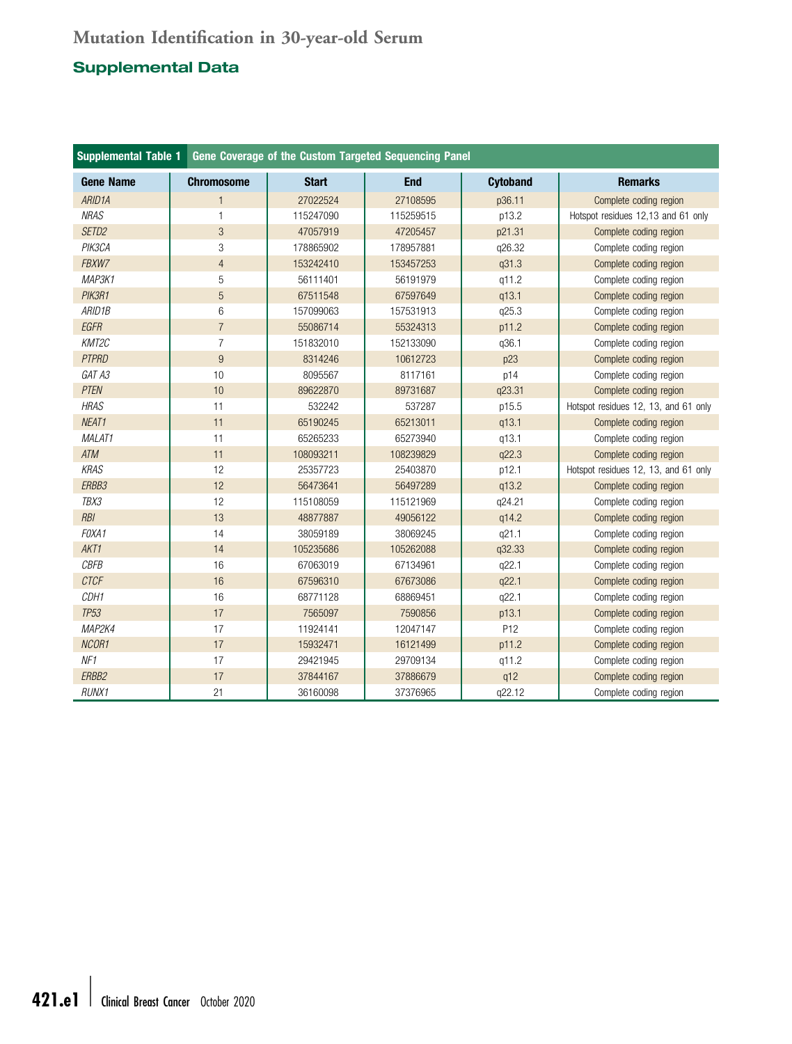# Mutation Identification in 30-year-old Serum

## Supplemental Data

**Supplemental Table 1 Gene Coverage of the Custom Targeted Sequencing Panel**

| Gene Name | Chromosome | Start | End | Cytoband | Remarks |
|---|---|---|---|---|---|
| *ARID1A* | 1 | 27022524 | 27108595 | p36.11 | Complete coding region |
| *NRAS* | 1 | 115247090 | 115259515 | p13.2 | Hotspot residues 12,13 and 61 only |
| *SETD2* | 3 | 47057919 | 47205457 | p21.31 | Complete coding region |
| *PIK3CA* | 3 | 178865902 | 178957881 | q26.32 | Complete coding region |
| *FBXW7* | 4 | 153242410 | 153457253 | q31.3 | Complete coding region |
| *MAP3K1* | 5 | 56111401 | 56191979 | q11.2 | Complete coding region |
| *PIK3R1* | 5 | 67511548 | 67597649 | q13.1 | Complete coding region |
| *ARID1B* | 6 | 157099063 | 157531913 | q25.3 | Complete coding region |
| *EGFR* | 7 | 55086714 | 55324313 | p11.2 | Complete coding region |
| *KMT2C* | 7 | 151832010 | 152133090 | q36.1 | Complete coding region |
| *PTPRD* | 9 | 8314246 | 10612723 | p23 | Complete coding region |
| *GAT A3* | 10 | 8095567 | 8117161 | p14 | Complete coding region |
| *PTEN* | 10 | 89622870 | 89731687 | q23.31 | Complete coding region |
| *HRAS* | 11 | 532242 | 537287 | p15.5 | Hotspot residues 12, 13, and 61 only |
| *NEAT1* | 11 | 65190245 | 65213011 | q13.1 | Complete coding region |
| *MALAT1* | 11 | 65265233 | 65273940 | q13.1 | Complete coding region |
| *ATM* | 11 | 108093211 | 108239829 | q22.3 | Complete coding region |
| *KRAS* | 12 | 25357723 | 25403870 | p12.1 | Hotspot residues 12, 13, and 61 only |
| *ERBB3* | 12 | 56473641 | 56497289 | q13.2 | Complete coding region |
| *TBX3* | 12 | 115108059 | 115121969 | q24.21 | Complete coding region |
| *RBI* | 13 | 48877887 | 49056122 | q14.2 | Complete coding region |
| *FOXA1* | 14 | 38059189 | 38069245 | q21.1 | Complete coding region |
| *AKT1* | 14 | 105235686 | 105262088 | q32.33 | Complete coding region |
| *CBFB* | 16 | 67063019 | 67134961 | q22.1 | Complete coding region |
| *CTCF* | 16 | 67596310 | 67673086 | q22.1 | Complete coding region |
| *CDH1* | 16 | 68771128 | 68869451 | q22.1 | Complete coding region |
| *TP53* | 17 | 7565097 | 7590856 | p13.1 | Complete coding region |
| *MAP2K4* | 17 | 11924141 | 12047147 | P12 | Complete coding region |
| *NCOR1* | 17 | 15932471 | 16121499 | p11.2 | Complete coding region |
| *NF1* | 17 | 29421945 | 29709134 | q11.2 | Complete coding region |
| *ERBB2* | 17 | 37844167 | 37886679 | q12 | Complete coding region |
| *RUNX1* | 21 | 36160098 | 37376965 | q22.12 | Complete coding region |